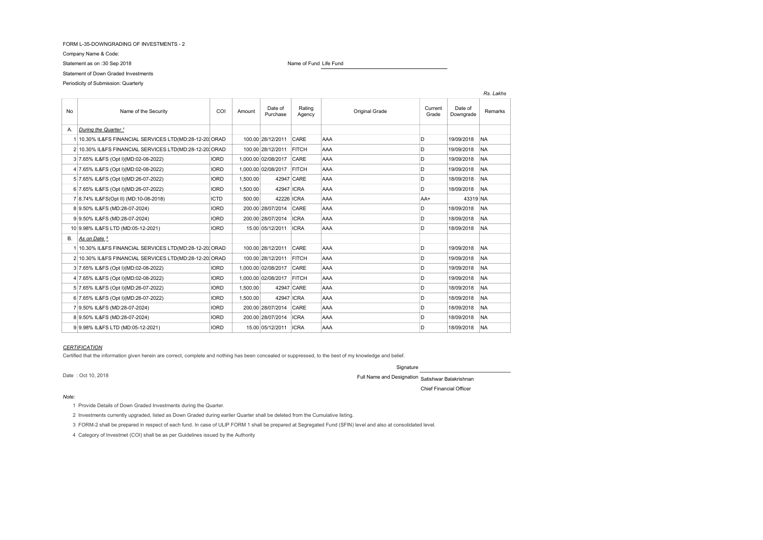FORM L-35-DOWNGRADING OF INVESTMENTS - 2

Company Name & Code:

Statement as on :30 Sep 2018

Name of Fund Life Fund

Statement of Down Graded Investments

Periodicity of Submission: Quarterly

*Rs. Lakhs*

| No | Name of the Security | COI | Amount | Date of Purchase | Rating Agency | Original Grade | Current Grade | Date of Downgrade | Remarks |
|---|---|---|---|---|---|---|---|---|---|
| A. | *During the Quarter* [1] | | | | | | | | |
| 1 | 10.30% IL&FS FINANCIAL SERVICES LTD(MD:28-12-20: | ORAD | 100.00 | 28/12/2011 | CARE | AAA | D | 19/09/2018 | NA |
| 2 | 10.30% IL&FS FINANCIAL SERVICES LTD(MD:28-12-20: | ORAD | 100.00 | 28/12/2011 | FITCH | AAA | D | 19/09/2018 | NA |
| 3 | 7.65% IL&FS (Opt I)(MD:02-08-2022) | IORD | 1,000.00 | 02/08/2017 | CARE | AAA | D | 19/09/2018 | NA |
| 4 | 7.65% IL&FS (Opt I)(MD:02-08-2022) | IORD | 1,000.00 | 02/08/2017 | FITCH | AAA | D | 19/09/2018 | NA |
| 5 | 7.65% IL&FS (Opt I)(MD:26-07-2022) | IORD | 1,500.00 | 42947 | CARE | AAA | D | 18/09/2018 | NA |
| 6 | 7.65% IL&FS (Opt I)(MD:26-07-2022) | IORD | 1,500.00 | 42947 | ICRA | AAA | D | 18/09/2018 | NA |
| 7 | 8.74% IL&FS(Opt II) (MD:10-08-2018) | ICTD | 500.00 | 42226 | ICRA | AAA | AA+ | 43319 | NA |
| 8 | 9.50% IL&FS (MD:28-07-2024) | IORD | 200.00 | 28/07/2014 | CARE | AAA | D | 18/09/2018 | NA |
| 9 | 9.50% IL&FS (MD:28-07-2024) | IORD | 200.00 | 28/07/2014 | ICRA | AAA | D | 18/09/2018 | NA |
| 10 | 9.98% IL&FS LTD (MD:05-12-2021) | IORD | 15.00 | 05/12/2011 | ICRA | AAA | D | 18/09/2018 | NA |
| B. | *As on Date* [2] | | | | | | | | |
| 1 | 10.30% IL&FS FINANCIAL SERVICES LTD(MD:28-12-20: | ORAD | 100.00 | 28/12/2011 | CARE | AAA | D | 19/09/2018 | NA |
| 2 | 10.30% IL&FS FINANCIAL SERVICES LTD(MD:28-12-20: | ORAD | 100.00 | 28/12/2011 | FITCH | AAA | D | 19/09/2018 | NA |
| 3 | 7.65% IL&FS (Opt I)(MD:02-08-2022) | IORD | 1,000.00 | 02/08/2017 | CARE | AAA | D | 19/09/2018 | NA |
| 4 | 7.65% IL&FS (Opt I)(MD:02-08-2022) | IORD | 1,000.00 | 02/08/2017 | FITCH | AAA | D | 19/09/2018 | NA |
| 5 | 7.65% IL&FS (Opt I)(MD:26-07-2022) | IORD | 1,500.00 | 42947 | CARE | AAA | D | 18/09/2018 | NA |
| 6 | 7.65% IL&FS (Opt I)(MD:26-07-2022) | IORD | 1,500.00 | 42947 | ICRA | AAA | D | 18/09/2018 | NA |
| 7 | 9.50% IL&FS (MD:28-07-2024) | IORD | 200.00 | 28/07/2014 | CARE | AAA | D | 18/09/2018 | NA |
| 8 | 9.50% IL&FS (MD:28-07-2024) | IORD | 200.00 | 28/07/2014 | ICRA | AAA | D | 18/09/2018 | NA |
| 9 | 9.98% IL&FS LTD (MD:05-12-2021) | IORD | 15.00 | 05/12/2011 | ICRA | AAA | D | 18/09/2018 | NA |

***CERTIFICATION***

Certified that the information given herein are correct, complete and nothing has been concealed or suppressed, to the best of my knowledge and belief.

Signature

Date : Oct 10, 2018

Full Name and Designation Satishwar Balakrishnan

Chief Financial Officer

*Note:*

1 Provide Details of Down Graded Investments during the Quarter.

2 Investments currently upgraded, listed as Down Graded during earlier Quarter shall be deleted from the Cumulative listing.

3 FORM-2 shall be prepared in respect of each fund. In case of ULIP FORM 1 shall be prepared at Segregated Fund (SFIN) level and also at consolidated level.

4 Category of Investmet (COI) shall be as per Guidelines issued by the Authority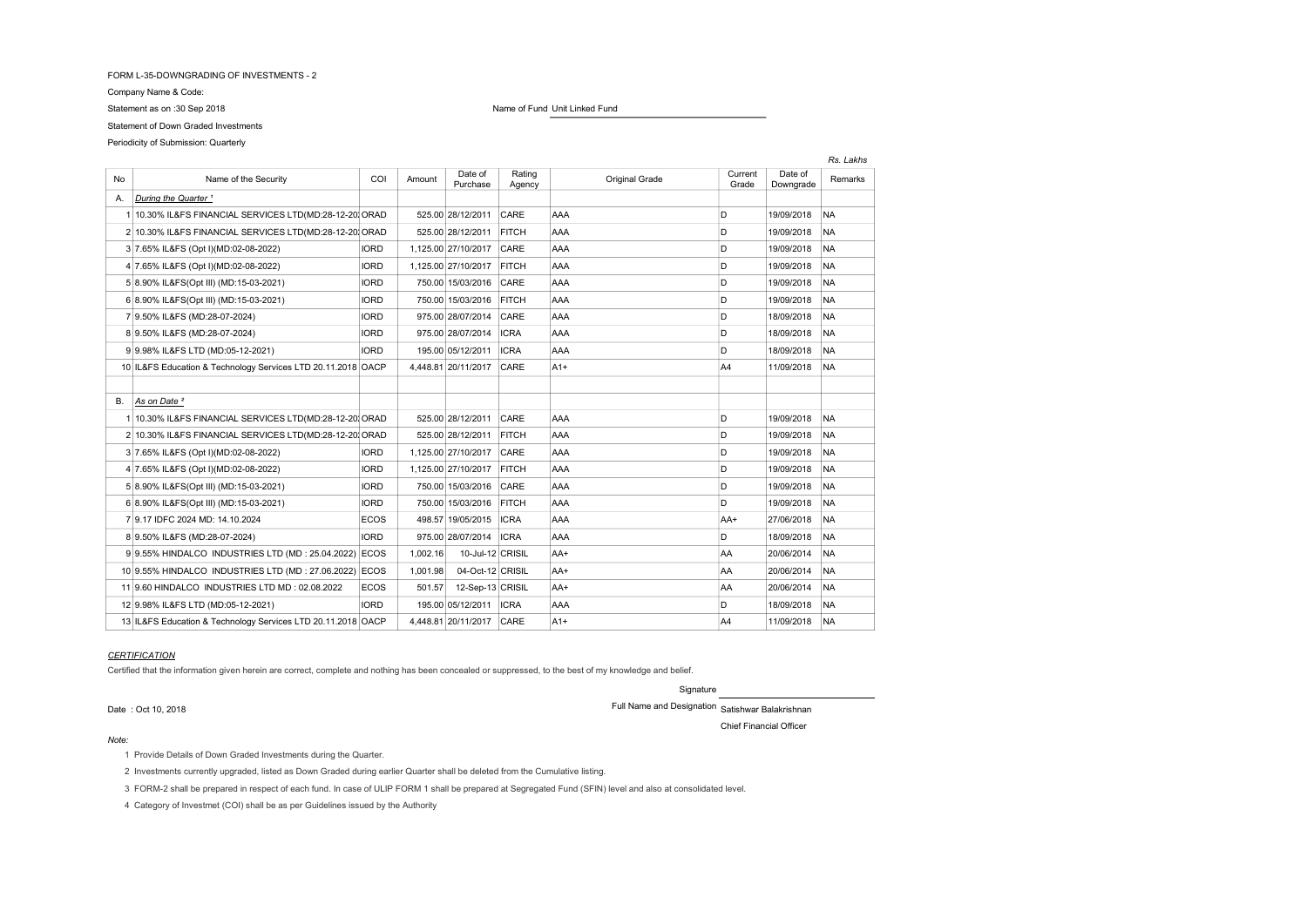FORM L-35-DOWNGRADING OF INVESTMENTS - 2

Company Name & Code:

Statement as on :30 Sep 2018

Name of Fund Unit Linked Fund

Statement of Down Graded Investments

Periodicity of Submission: Quarterly

*Rs. Lakhs*

| No | Name of the Security | COI | Amount | Date of Purchase | Rating Agency | Original Grade | Current Grade | Date of Downgrade | Remarks |
|---|---|---|---|---|---|---|---|---|---|
| A. | *During the Quarter* [1] | | | | | | | | |
| 1 | 10.30% IL&FS FINANCIAL SERVICES LTD(MD:28-12-20 | ORAD | 525.00 | 28/12/2011 | CARE | AAA | D | 19/09/2018 | NA |
| 2 | 10.30% IL&FS FINANCIAL SERVICES LTD(MD:28-12-20 | ORAD | 525.00 | 28/12/2011 | FITCH | AAA | D | 19/09/2018 | NA |
| 3 | 7.65% IL&FS (Opt I)(MD:02-08-2022) | IORD | 1,125.00 | 27/10/2017 | CARE | AAA | D | 19/09/2018 | NA |
| 4 | 7.65% IL&FS (Opt I)(MD:02-08-2022) | IORD | 1,125.00 | 27/10/2017 | FITCH | AAA | D | 19/09/2018 | NA |
| 5 | 8.90% IL&FS(Opt III) (MD:15-03-2021) | IORD | 750.00 | 15/03/2016 | CARE | AAA | D | 19/09/2018 | NA |
| 6 | 8.90% IL&FS(Opt III) (MD:15-03-2021) | IORD | 750.00 | 15/03/2016 | FITCH | AAA | D | 19/09/2018 | NA |
| 7 | 9.50% IL&FS (MD:28-07-2024) | IORD | 975.00 | 28/07/2014 | CARE | AAA | D | 18/09/2018 | NA |
| 8 | 9.50% IL&FS (MD:28-07-2024) | IORD | 975.00 | 28/07/2014 | ICRA | AAA | D | 18/09/2018 | NA |
| 9 | 9.98% IL&FS LTD (MD:05-12-2021) | IORD | 195.00 | 05/12/2011 | ICRA | AAA | D | 18/09/2018 | NA |
| 10 | IL&FS Education & Technology Services LTD 20.11.2018 | OACP | 4,448.81 | 20/11/2017 | CARE | A1+ | A4 | 11/09/2018 | NA |
| | | | | | | | | | |
| B. | *As on Date* [2] | | | | | | | | |
| 1 | 10.30% IL&FS FINANCIAL SERVICES LTD(MD:28-12-20 | ORAD | 525.00 | 28/12/2011 | CARE | AAA | D | 19/09/2018 | NA |
| 2 | 10.30% IL&FS FINANCIAL SERVICES LTD(MD:28-12-20 | ORAD | 525.00 | 28/12/2011 | FITCH | AAA | D | 19/09/2018 | NA |
| 3 | 7.65% IL&FS (Opt I)(MD:02-08-2022) | IORD | 1,125.00 | 27/10/2017 | CARE | AAA | D | 19/09/2018 | NA |
| 4 | 7.65% IL&FS (Opt I)(MD:02-08-2022) | IORD | 1,125.00 | 27/10/2017 | FITCH | AAA | D | 19/09/2018 | NA |
| 5 | 8.90% IL&FS(Opt III) (MD:15-03-2021) | IORD | 750.00 | 15/03/2016 | CARE | AAA | D | 19/09/2018 | NA |
| 6 | 8.90% IL&FS(Opt III) (MD:15-03-2021) | IORD | 750.00 | 15/03/2016 | FITCH | AAA | D | 19/09/2018 | NA |
| 7 | 9.17 IDFC 2024 MD: 14.10.2024 | ECOS | 498.57 | 19/05/2015 | ICRA | AAA | AA+ | 27/06/2018 | NA |
| 8 | 9.50% IL&FS (MD:28-07-2024) | IORD | 975.00 | 28/07/2014 | ICRA | AAA | D | 18/09/2018 | NA |
| 9 | 9.55% HINDALCO INDUSTRIES LTD (MD : 25.04.2022) | ECOS | 1,002.16 | 10-Jul-12 | CRISIL | AA+ | AA | 20/06/2014 | NA |
| 10 | 9.55% HINDALCO INDUSTRIES LTD (MD : 27.06.2022) | ECOS | 1,001.98 | 04-Oct-12 | CRISIL | AA+ | AA | 20/06/2014 | NA |
| 11 | 9.60 HINDALCO INDUSTRIES LTD MD : 02.08.2022 | ECOS | 501.57 | 12-Sep-13 | CRISIL | AA+ | AA | 20/06/2014 | NA |
| 12 | 9.98% IL&FS LTD (MD:05-12-2021) | IORD | 195.00 | 05/12/2011 | ICRA | AAA | D | 18/09/2018 | NA |
| 13 | IL&FS Education & Technology Services LTD 20.11.2018 | OACP | 4,448.81 | 20/11/2017 | CARE | A1+ | A4 | 11/09/2018 | NA |

***CERTIFICATION***

Certified that the information given herein are correct, complete and nothing has been concealed or suppressed, to the best of my knowledge and belief.

Signature

Date : Oct 10, 2018

Full Name and Designation Satishwar Balakrishnan

Chief Financial Officer

*Note:*

1 Provide Details of Down Graded Investments during the Quarter.

2 Investments currently upgraded, listed as Down Graded during earlier Quarter shall be deleted from the Cumulative listing.

3 FORM-2 shall be prepared in respect of each fund. In case of ULIP FORM 1 shall be prepared at Segregated Fund (SFIN) level and also at consolidated level.

4 Category of Investmet (COI) shall be as per Guidelines issued by the Authority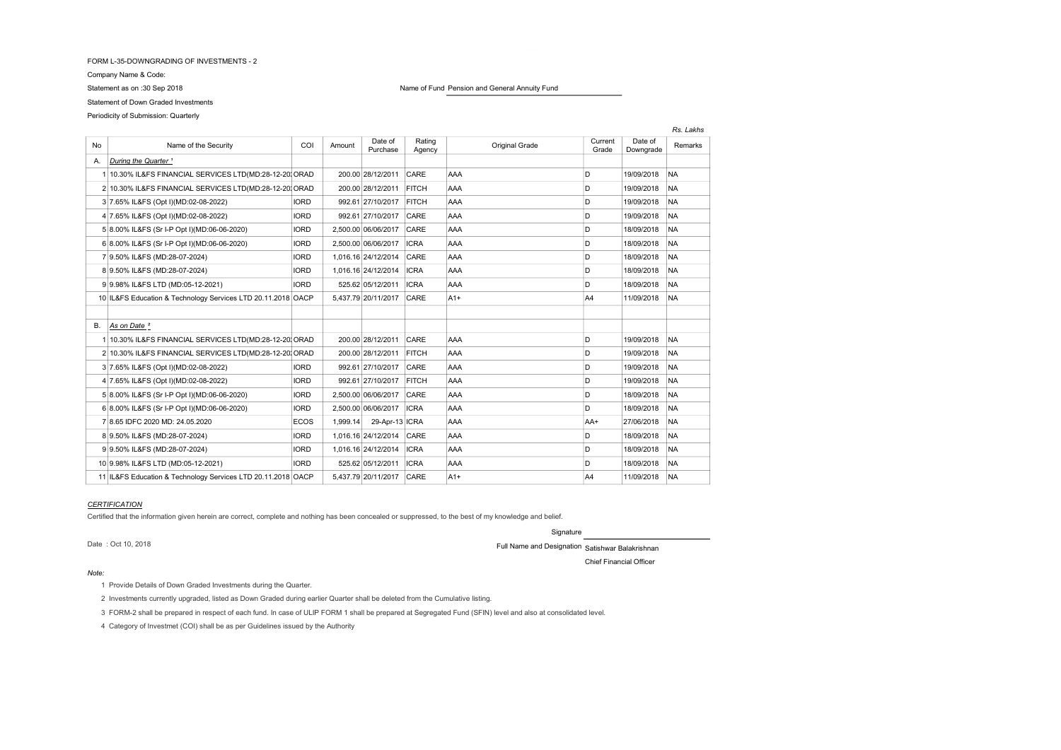FORM L-35-DOWNGRADING OF INVESTMENTS - 2

Company Name & Code:

Statement as on :30 Sep 2018

Name of Fund Pension and General Annuity Fund

Statement of Down Graded Investments

Periodicity of Submission: Quarterly

*Rs. Lakhs*

| No | Name of the Security | COI | Amount | Date of Purchase | Rating Agency | Original Grade | Current Grade | Date of Downgrade | Remarks |
|---|---|---|---|---|---|---|---|---|---|
| A. | *During the Quarter* [1] | | | | | | | | |
| 1 | 10.30% IL&FS FINANCIAL SERVICES LTD(MD:28-12-20 | ORAD | 200.00 | 28/12/2011 | CARE | AAA | D | 19/09/2018 | NA |
| 2 | 10.30% IL&FS FINANCIAL SERVICES LTD(MD:28-12-20 | ORAD | 200.00 | 28/12/2011 | FITCH | AAA | D | 19/09/2018 | NA |
| 3 | 7.65% IL&FS (Opt I)(MD:02-08-2022) | IORD | 992.61 | 27/10/2017 | CARE | AAA | D | 19/09/2018 | NA |
| 4 | 7.65% IL&FS (Opt I)(MD:02-08-2022) | IORD | 992.61 | 27/10/2017 | FITCH | AAA | D | 19/09/2018 | NA |
| 5 | 8.00% IL&FS (Sr I-P Opt I)(MD:06-06-2020) | IORD | 2,500.00 | 06/06/2017 | CARE | AAA | D | 18/09/2018 | NA |
| 6 | 8.00% IL&FS (Sr I-P Opt I)(MD:06-06-2020) | IORD | 2,500.00 | 06/06/2017 | ICRA | AAA | D | 18/09/2018 | NA |
| 7 | 9.50% IL&FS (MD:28-07-2024) | IORD | 1,016.16 | 24/12/2014 | CARE | AAA | D | 18/09/2018 | NA |
| 8 | 9.50% IL&FS (MD:28-07-2024) | IORD | 1,016.16 | 24/12/2014 | ICRA | AAA | D | 18/09/2018 | NA |
| 9 | 9.98% IL&FS LTD (MD:05-12-2021) | IORD | 525.62 | 05/12/2011 | ICRA | AAA | D | 18/09/2018 | NA |
| 10 | IL&FS Education & Technology Services LTD 20.11.2018 | OACP | 5,437.79 | 20/11/2017 | CARE | A1+ | A4 | 11/09/2018 | NA |
| | | | | | | | | | |
| B. | *As on Date* [2] | | | | | | | | |
| 1 | 10.30% IL&FS FINANCIAL SERVICES LTD(MD:28-12-20 | ORAD | 200.00 | 28/12/2011 | CARE | AAA | D | 19/09/2018 | NA |
| 2 | 10.30% IL&FS FINANCIAL SERVICES LTD(MD:28-12-20 | ORAD | 200.00 | 28/12/2011 | FITCH | AAA | D | 19/09/2018 | NA |
| 3 | 7.65% IL&FS (Opt I)(MD:02-08-2022) | IORD | 992.61 | 27/10/2017 | CARE | AAA | D | 19/09/2018 | NA |
| 4 | 7.65% IL&FS (Opt I)(MD:02-08-2022) | IORD | 992.61 | 27/10/2017 | FITCH | AAA | D | 19/09/2018 | NA |
| 5 | 8.00% IL&FS (Sr I-P Opt I)(MD:06-06-2020) | IORD | 2,500.00 | 06/06/2017 | CARE | AAA | D | 18/09/2018 | NA |
| 6 | 8.00% IL&FS (Sr I-P Opt I)(MD:06-06-2020) | IORD | 2,500.00 | 06/06/2017 | ICRA | AAA | D | 18/09/2018 | NA |
| 7 | 8.65 IDFC 2020 MD: 24.05.2020 | ECOS | 1,999.14 | 29-Apr-13 | ICRA | AAA | AA+ | 27/06/2018 | NA |
| 8 | 9.50% IL&FS (MD:28-07-2024) | IORD | 1,016.16 | 24/12/2014 | CARE | AAA | D | 18/09/2018 | NA |
| 9 | 9.50% IL&FS (MD:28-07-2024) | IORD | 1,016.16 | 24/12/2014 | ICRA | AAA | D | 18/09/2018 | NA |
| 10 | 9.98% IL&FS LTD (MD:05-12-2021) | IORD | 525.62 | 05/12/2011 | ICRA | AAA | D | 18/09/2018 | NA |
| 11 | IL&FS Education & Technology Services LTD 20.11.2018 | OACP | 5,437.79 | 20/11/2017 | CARE | A1+ | A4 | 11/09/2018 | NA |

*CERTIFICATION*

Certified that the information given herein are correct, complete and nothing has been concealed or suppressed, to the best of my knowledge and belief.

Signature

Date : Oct 10, 2018

Full Name and Designation Satishwar Balakrishnan

Chief Financial Officer

*Note:*

1 Provide Details of Down Graded Investments during the Quarter.

2 Investments currently upgraded, listed as Down Graded during earlier Quarter shall be deleted from the Cumulative listing.

3 FORM-2 shall be prepared in respect of each fund. In case of ULIP FORM 1 shall be prepared at Segregated Fund (SFIN) level and also at consolidated level.

4 Category of Investmet (COI) shall be as per Guidelines issued by the Authority